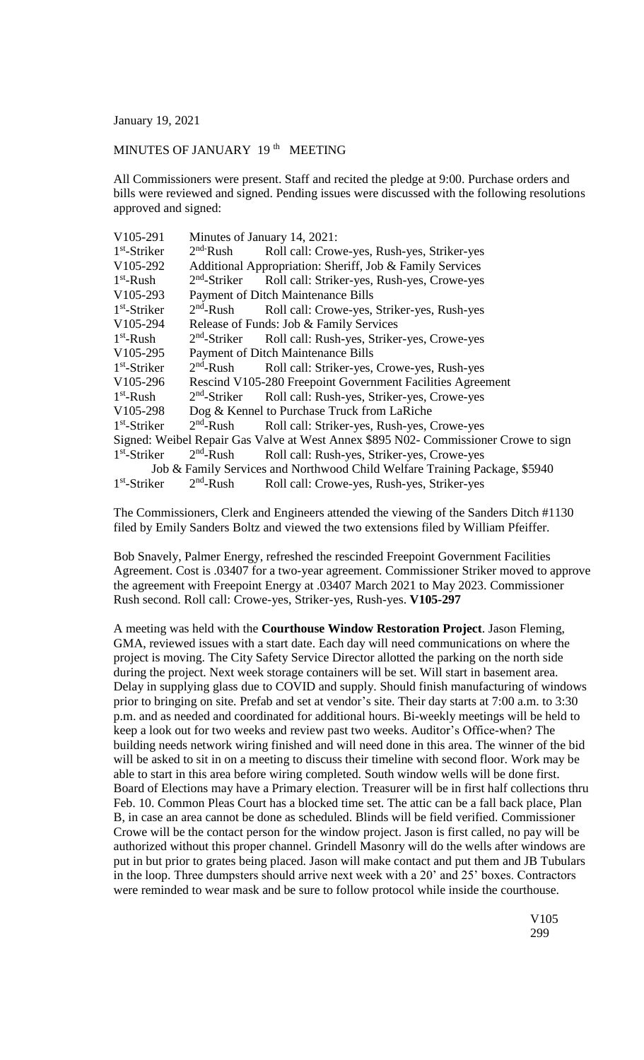January 19, 2021

MINUTES OF JANUARY 19th MEETING

All Commissioners were present. Staff and recited the pledge at 9:00. Purchase orders and bills were reviewed and signed. Pending issues were discussed with the following resolutions approved and signed:

V105-291 Minutes of January 14, 2021:
1st-Striker 2nd-Rush Roll call: Crowe-yes, Rush-yes, Striker-yes
V105-292 Additional Appropriation: Sheriff, Job & Family Services
1st-Rush 2nd-Striker Roll call: Striker-yes, Rush-yes, Crowe-yes
V105-293 Payment of Ditch Maintenance Bills
1st-Striker 2nd-Rush Roll call: Crowe-yes, Striker-yes, Rush-yes
V105-294 Release of Funds: Job & Family Services
1st-Rush 2nd-Striker Roll call: Rush-yes, Striker-yes, Crowe-yes
V105-295 Payment of Ditch Maintenance Bills
1st-Striker 2nd-Rush Roll call: Striker-yes, Crowe-yes, Rush-yes
V105-296 Rescind V105-280 Freepoint Government Facilities Agreement
1st-Rush 2nd-Striker Roll call: Rush-yes, Striker-yes, Crowe-yes
V105-298 Dog & Kennel to Purchase Truck from LaRiche
1st-Striker 2nd-Rush Roll call: Striker-yes, Rush-yes, Crowe-yes
Signed: Weibel Repair Gas Valve at West Annex $895 N02- Commissioner Crowe to sign
1st-Striker 2nd-Rush Roll call: Rush-yes, Striker-yes, Crowe-yes
Job & Family Services and Northwood Child Welfare Training Package, $5940
1st-Striker 2nd-Rush Roll call: Crowe-yes, Rush-yes, Striker-yes

The Commissioners, Clerk and Engineers attended the viewing of the Sanders Ditch #1130 filed by Emily Sanders Boltz and viewed the two extensions filed by William Pfeiffer.

Bob Snavely, Palmer Energy, refreshed the rescinded Freepoint Government Facilities Agreement. Cost is .03407 for a two-year agreement. Commissioner Striker moved to approve the agreement with Freepoint Energy at .03407 March 2021 to May 2023. Commissioner Rush second. Roll call: Crowe-yes, Striker-yes, Rush-yes. **V105-297**

A meeting was held with the **Courthouse Window Restoration Project**. Jason Fleming, GMA, reviewed issues with a start date. Each day will need communications on where the project is moving. The City Safety Service Director allotted the parking on the north side during the project. Next week storage containers will be set. Will start in basement area. Delay in supplying glass due to COVID and supply. Should finish manufacturing of windows prior to bringing on site. Prefab and set at vendor's site. Their day starts at 7:00 a.m. to 3:30 p.m. and as needed and coordinated for additional hours. Bi-weekly meetings will be held to keep a look out for two weeks and review past two weeks. Auditor's Office-when? The building needs network wiring finished and will need done in this area. The winner of the bid will be asked to sit in on a meeting to discuss their timeline with second floor. Work may be able to start in this area before wiring completed. South window wells will be done first. Board of Elections may have a Primary election. Treasurer will be in first half collections thru Feb. 10. Common Pleas Court has a blocked time set. The attic can be a fall back place, Plan B, in case an area cannot be done as scheduled. Blinds will be field verified. Commissioner Crowe will be the contact person for the window project. Jason is first called, no pay will be authorized without this proper channel. Grindell Masonry will do the wells after windows are put in but prior to grates being placed. Jason will make contact and put them and JB Tubulars in the loop. Three dumpsters should arrive next week with a 20' and 25' boxes. Contractors were reminded to wear mask and be sure to follow protocol while inside the courthouse.

V105
299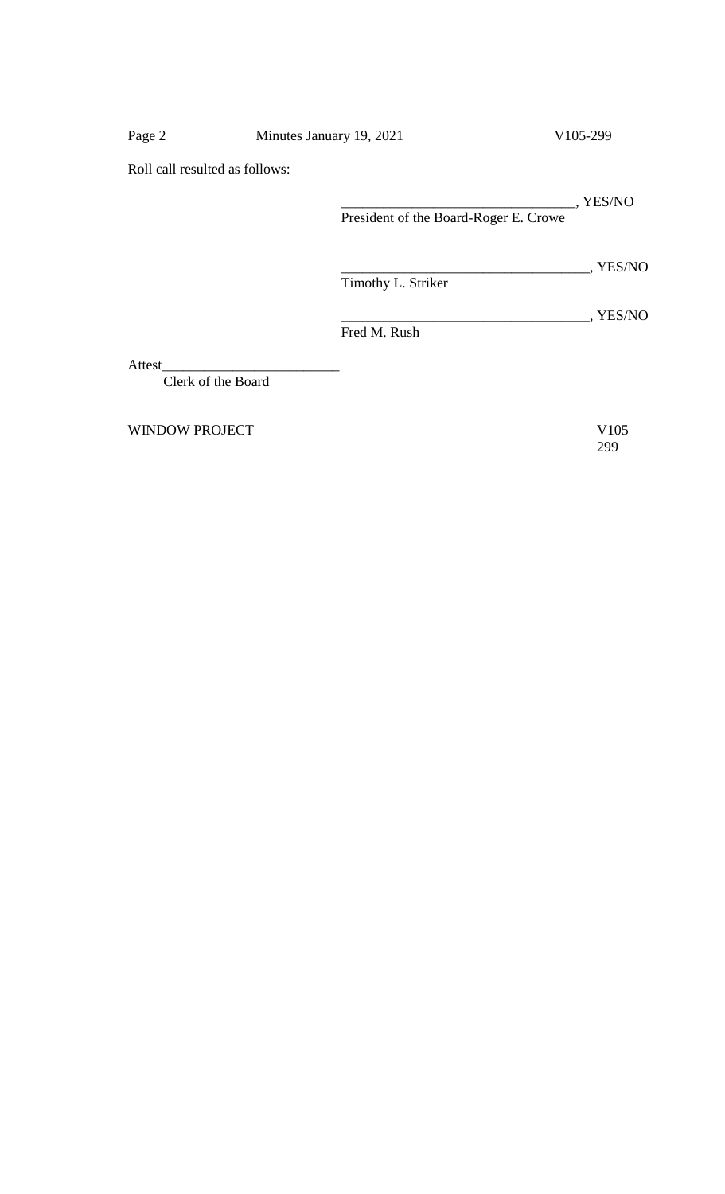Roll call resulted as follows:

_________________________________, YES/NO
President of the Board-Roger E. Crowe

___________________________________, YES/NO
Timothy L. Striker

___________________________________, YES/NO
Fred M. Rush

Attest_________________________
Clerk of the Board

WINDOW PROJECT V105 299